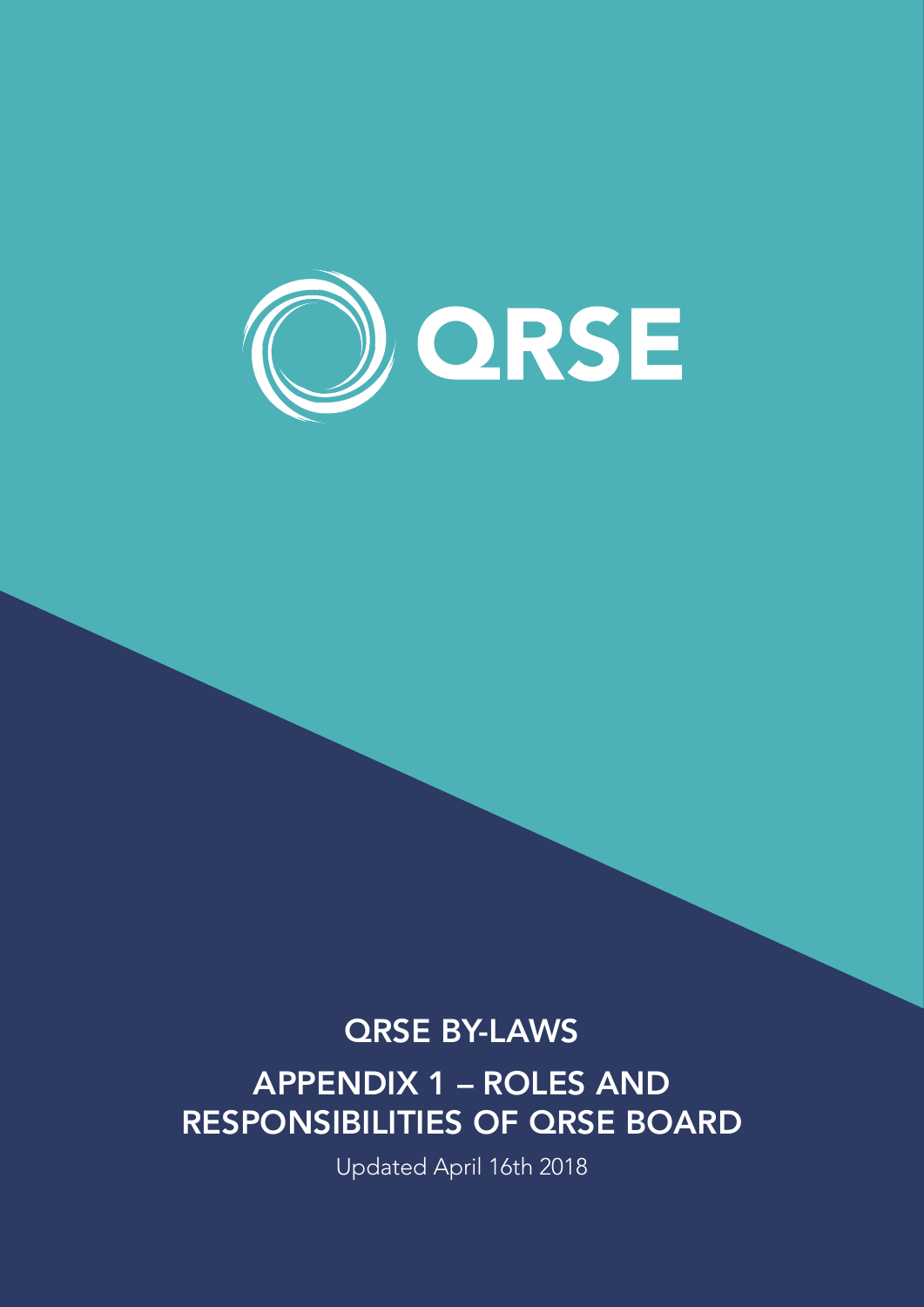QRSE

# QRSE BY-LAWS

## APPENDIX 1 – ROLES AND RESPONSIBILITIES OF QRSE BOARD

Updated April 16th 2018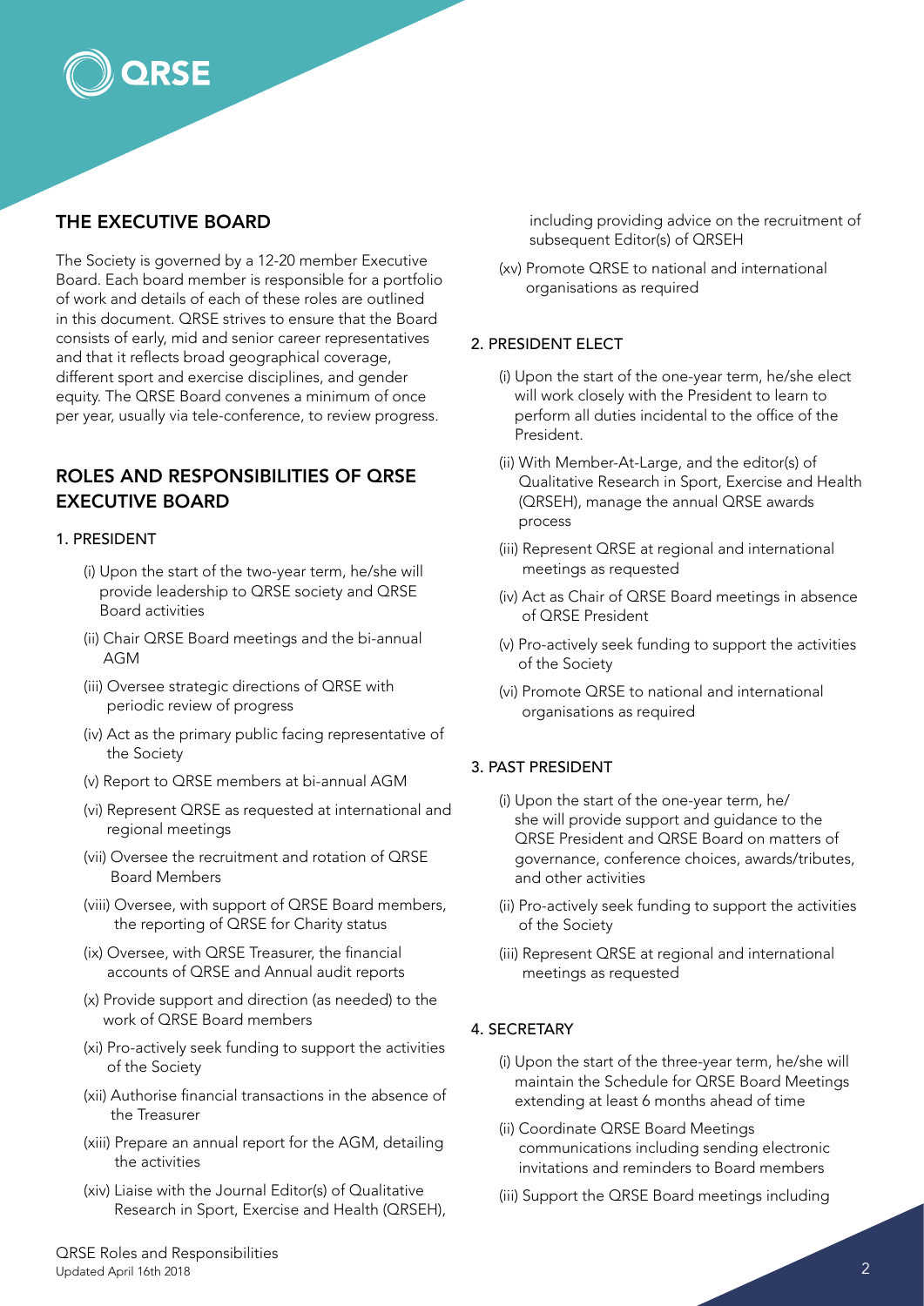## THE EXECUTIVE BOARD

The Society is governed by a 12-20 member Executive Board. Each board member is responsible for a portfolio of work and details of each of these roles are outlined in this document. QRSE strives to ensure that the Board consists of early, mid and senior career representatives and that it reflects broad geographical coverage, different sport and exercise disciplines, and gender equity. The QRSE Board convenes a minimum of once per year, usually via tele-conference, to review progress.

## ROLES AND RESPONSIBILITIES OF QRSE EXECUTIVE BOARD

### 1. PRESIDENT

(i) Upon the start of the two-year term, he/she will provide leadership to QRSE society and QRSE Board activities

(ii) Chair QRSE Board meetings and the bi-annual AGM

(iii) Oversee strategic directions of QRSE with periodic review of progress

(iv) Act as the primary public facing representative of the Society

(v) Report to QRSE members at bi-annual AGM

(vi) Represent QRSE as requested at international and regional meetings

(vii) Oversee the recruitment and rotation of QRSE Board Members

(viii) Oversee, with support of QRSE Board members, the reporting of QRSE for Charity status

(ix) Oversee, with QRSE Treasurer, the financial accounts of QRSE and Annual audit reports

(x) Provide support and direction (as needed) to the work of QRSE Board members

(xi) Pro-actively seek funding to support the activities of the Society

(xii) Authorise financial transactions in the absence of the Treasurer

(xiii) Prepare an annual report for the AGM, detailing the activities

(xiv) Liaise with the Journal Editor(s) of Qualitative Research in Sport, Exercise and Health (QRSEH), including providing advice on the recruitment of subsequent Editor(s) of QRSEH

(xv) Promote QRSE to national and international organisations as required

### 2. PRESIDENT ELECT

(i) Upon the start of the one-year term, he/she elect will work closely with the President to learn to perform all duties incidental to the office of the President.

(ii) With Member-At-Large, and the editor(s) of Qualitative Research in Sport, Exercise and Health (QRSEH), manage the annual QRSE awards process

(iii) Represent QRSE at regional and international meetings as requested

(iv) Act as Chair of QRSE Board meetings in absence of QRSE President

(v) Pro-actively seek funding to support the activities of the Society

(vi) Promote QRSE to national and international organisations as required

### 3. PAST PRESIDENT

(i) Upon the start of the one-year term, he/she will provide support and guidance to the QRSE President and QRSE Board on matters of governance, conference choices, awards/tributes, and other activities

(ii) Pro-actively seek funding to support the activities of the Society

(iii) Represent QRSE at regional and international meetings as requested

### 4. SECRETARY

(i) Upon the start of the three-year term, he/she will maintain the Schedule for QRSE Board Meetings extending at least 6 months ahead of time

(ii) Coordinate QRSE Board Meetings communications including sending electronic invitations and reminders to Board members

(iii) Support the QRSE Board meetings including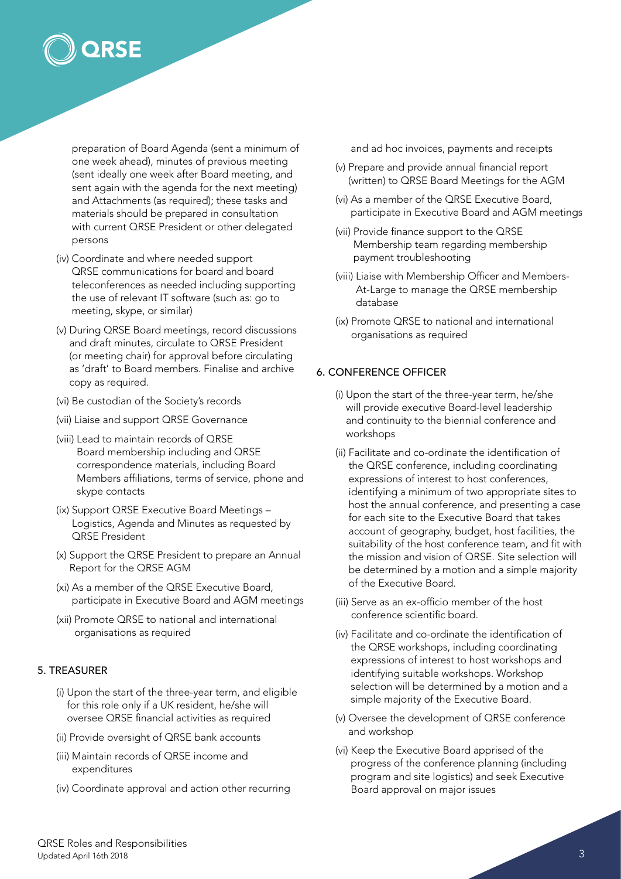preparation of Board Agenda (sent a minimum of one week ahead), minutes of previous meeting (sent ideally one week after Board meeting, and sent again with the agenda for the next meeting) and Attachments (as required); these tasks and materials should be prepared in consultation with current QRSE President or other delegated persons

(iv) Coordinate and where needed support QRSE communications for board and board teleconferences as needed including supporting the use of relevant IT software (such as: go to meeting, skype, or similar)

(v) During QRSE Board meetings, record discussions and draft minutes, circulate to QRSE President (or meeting chair) for approval before circulating as 'draft' to Board members. Finalise and archive copy as required.

(vi) Be custodian of the Society's records

(vii) Liaise and support QRSE Governance

(viii) Lead to maintain records of QRSE Board membership including and QRSE correspondence materials, including Board Members affiliations, terms of service, phone and skype contacts

(ix) Support QRSE Executive Board Meetings – Logistics, Agenda and Minutes as requested by QRSE President

(x) Support the QRSE President to prepare an Annual Report for the QRSE AGM

(xi) As a member of the QRSE Executive Board, participate in Executive Board and AGM meetings

(xii) Promote QRSE to national and international organisations as required

## 5. TREASURER

(i) Upon the start of the three-year term, and eligible for this role only if a UK resident, he/she will oversee QRSE financial activities as required

(ii) Provide oversight of QRSE bank accounts

(iii) Maintain records of QRSE income and expenditures

(iv) Coordinate approval and action other recurring and ad hoc invoices, payments and receipts

(v) Prepare and provide annual financial report (written) to QRSE Board Meetings for the AGM

(vi) As a member of the QRSE Executive Board, participate in Executive Board and AGM meetings

(vii) Provide finance support to the QRSE Membership team regarding membership payment troubleshooting

(viii) Liaise with Membership Officer and Members-At-Large to manage the QRSE membership database

(ix) Promote QRSE to national and international organisations as required

## 6. CONFERENCE OFFICER

(i) Upon the start of the three-year term, he/she will provide executive Board-level leadership and continuity to the biennial conference and workshops

(ii) Facilitate and co-ordinate the identification of the QRSE conference, including coordinating expressions of interest to host conferences, identifying a minimum of two appropriate sites to host the annual conference, and presenting a case for each site to the Executive Board that takes account of geography, budget, host facilities, the suitability of the host conference team, and fit with the mission and vision of QRSE. Site selection will be determined by a motion and a simple majority of the Executive Board.

(iii) Serve as an ex-officio member of the host conference scientific board.

(iv) Facilitate and co-ordinate the identification of the QRSE workshops, including coordinating expressions of interest to host workshops and identifying suitable workshops. Workshop selection will be determined by a motion and a simple majority of the Executive Board.

(v) Oversee the development of QRSE conference and workshop

(vi) Keep the Executive Board apprised of the progress of the conference planning (including program and site logistics) and seek Executive Board approval on major issues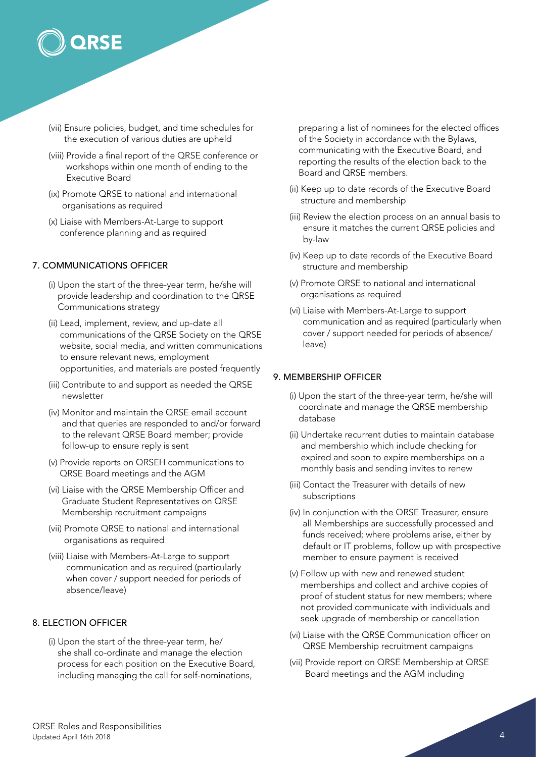(vii) Ensure policies, budget, and time schedules for the execution of various duties are upheld

(viii) Provide a final report of the QRSE conference or workshops within one month of ending to the Executive Board

(ix) Promote QRSE to national and international organisations as required

(x) Liaise with Members-At-Large to support conference planning and as required

## 7. COMMUNICATIONS OFFICER

(i) Upon the start of the three-year term, he/she will provide leadership and coordination to the QRSE Communications strategy

(ii) Lead, implement, review, and up-date all communications of the QRSE Society on the QRSE website, social media, and written communications to ensure relevant news, employment opportunities, and materials are posted frequently

(iii) Contribute to and support as needed the QRSE newsletter

(iv) Monitor and maintain the QRSE email account and that queries are responded to and/or forward to the relevant QRSE Board member; provide follow-up to ensure reply is sent

(v) Provide reports on QRSEH communications to QRSE Board meetings and the AGM

(vi) Liaise with the QRSE Membership Officer and Graduate Student Representatives on QRSE Membership recruitment campaigns

(vii) Promote QRSE to national and international organisations as required

(viii) Liaise with Members-At-Large to support communication and as required (particularly when cover / support needed for periods of absence/leave)

## 8. ELECTION OFFICER

(i) Upon the start of the three-year term, he/she shall co-ordinate and manage the election process for each position on the Executive Board, including managing the call for self-nominations, preparing a list of nominees for the elected offices of the Society in accordance with the Bylaws, communicating with the Executive Board, and reporting the results of the election back to the Board and QRSE members.

(ii) Keep up to date records of the Executive Board structure and membership

(iii) Review the election process on an annual basis to ensure it matches the current QRSE policies and by-law

(iv) Keep up to date records of the Executive Board structure and membership

(v) Promote QRSE to national and international organisations as required

(vi) Liaise with Members-At-Large to support communication and as required (particularly when cover / support needed for periods of absence/leave)

## 9. MEMBERSHIP OFFICER

(i) Upon the start of the three-year term, he/she will coordinate and manage the QRSE membership database

(ii) Undertake recurrent duties to maintain database and membership which include checking for expired and soon to expire memberships on a monthly basis and sending invites to renew

(iii) Contact the Treasurer with details of new subscriptions

(iv) In conjunction with the QRSE Treasurer, ensure all Memberships are successfully processed and funds received; where problems arise, either by default or IT problems, follow up with prospective member to ensure payment is received

(v) Follow up with new and renewed student memberships and collect and archive copies of proof of student status for new members; where not provided communicate with individuals and seek upgrade of membership or cancellation

(vi) Liaise with the QRSE Communication officer on QRSE Membership recruitment campaigns

(vii) Provide report on QRSE Membership at QRSE Board meetings and the AGM including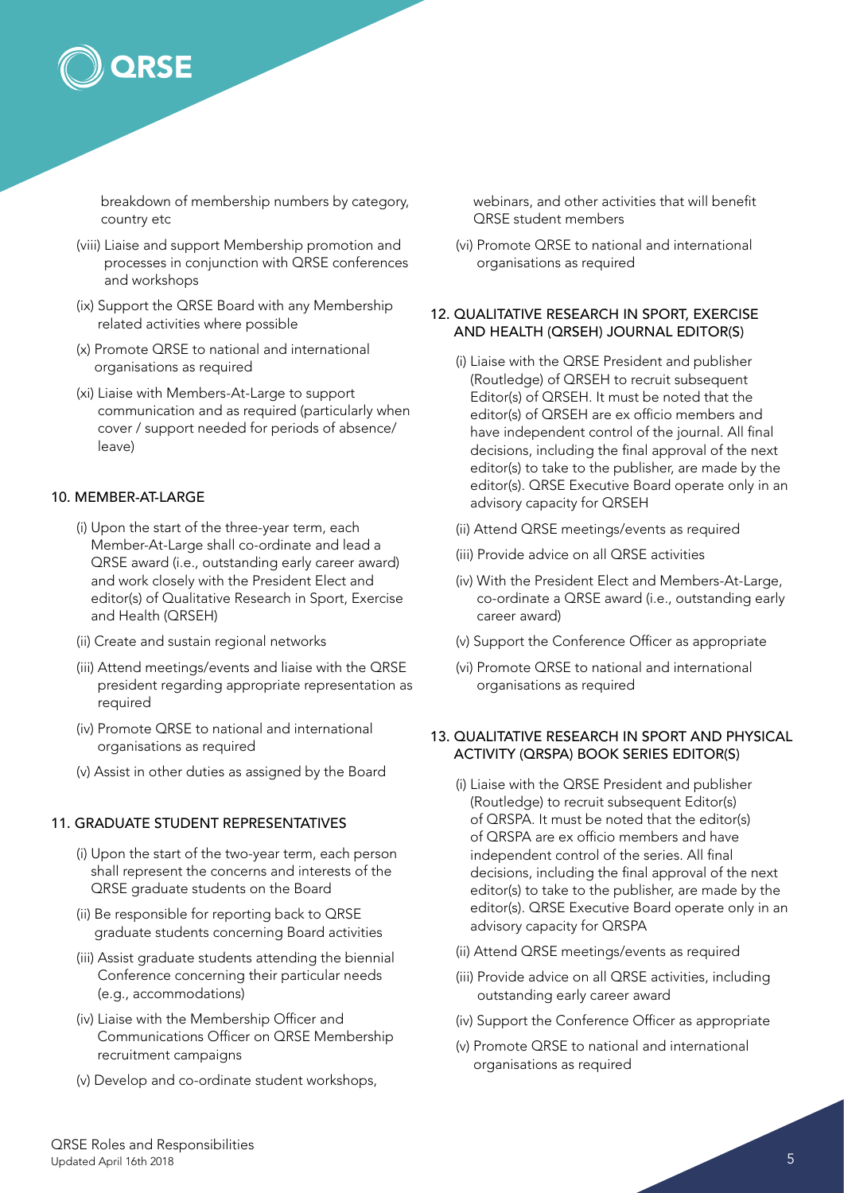breakdown of membership numbers by category, country etc

(viii) Liaise and support Membership promotion and processes in conjunction with QRSE conferences and workshops

(ix) Support the QRSE Board with any Membership related activities where possible

(x) Promote QRSE to national and international organisations as required

(xi) Liaise with Members-At-Large to support communication and as required (particularly when cover / support needed for periods of absence/ leave)

## 10. MEMBER-AT-LARGE

(i) Upon the start of the three-year term, each Member-At-Large shall co-ordinate and lead a QRSE award (i.e., outstanding early career award) and work closely with the President Elect and editor(s) of Qualitative Research in Sport, Exercise and Health (QRSEH)

(ii) Create and sustain regional networks

(iii) Attend meetings/events and liaise with the QRSE president regarding appropriate representation as required

(iv) Promote QRSE to national and international organisations as required

(v) Assist in other duties as assigned by the Board

## 11. GRADUATE STUDENT REPRESENTATIVES

(i) Upon the start of the two-year term, each person shall represent the concerns and interests of the QRSE graduate students on the Board

(ii) Be responsible for reporting back to QRSE graduate students concerning Board activities

(iii) Assist graduate students attending the biennial Conference concerning their particular needs (e.g., accommodations)

(iv) Liaise with the Membership Officer and Communications Officer on QRSE Membership recruitment campaigns

(v) Develop and co-ordinate student workshops, webinars, and other activities that will benefit QRSE student members

(vi) Promote QRSE to national and international organisations as required

## 12. QUALITATIVE RESEARCH IN SPORT, EXERCISE AND HEALTH (QRSEH) JOURNAL EDITOR(S)

(i) Liaise with the QRSE President and publisher (Routledge) of QRSEH to recruit subsequent Editor(s) of QRSEH. It must be noted that the editor(s) of QRSEH are ex officio members and have independent control of the journal. All final decisions, including the final approval of the next editor(s) to take to the publisher, are made by the editor(s). QRSE Executive Board operate only in an advisory capacity for QRSEH

(ii) Attend QRSE meetings/events as required

(iii) Provide advice on all QRSE activities

(iv) With the President Elect and Members-At-Large, co-ordinate a QRSE award (i.e., outstanding early career award)

(v) Support the Conference Officer as appropriate

(vi) Promote QRSE to national and international organisations as required

## 13. QUALITATIVE RESEARCH IN SPORT AND PHYSICAL ACTIVITY (QRSPA) BOOK SERIES EDITOR(S)

(i) Liaise with the QRSE President and publisher (Routledge) to recruit subsequent Editor(s) of QRSPA. It must be noted that the editor(s) of QRSPA are ex officio members and have independent control of the series. All final decisions, including the final approval of the next editor(s) to take to the publisher, are made by the editor(s). QRSE Executive Board operate only in an advisory capacity for QRSPA

(ii) Attend QRSE meetings/events as required

(iii) Provide advice on all QRSE activities, including outstanding early career award

(iv) Support the Conference Officer as appropriate

(v) Promote QRSE to national and international organisations as required